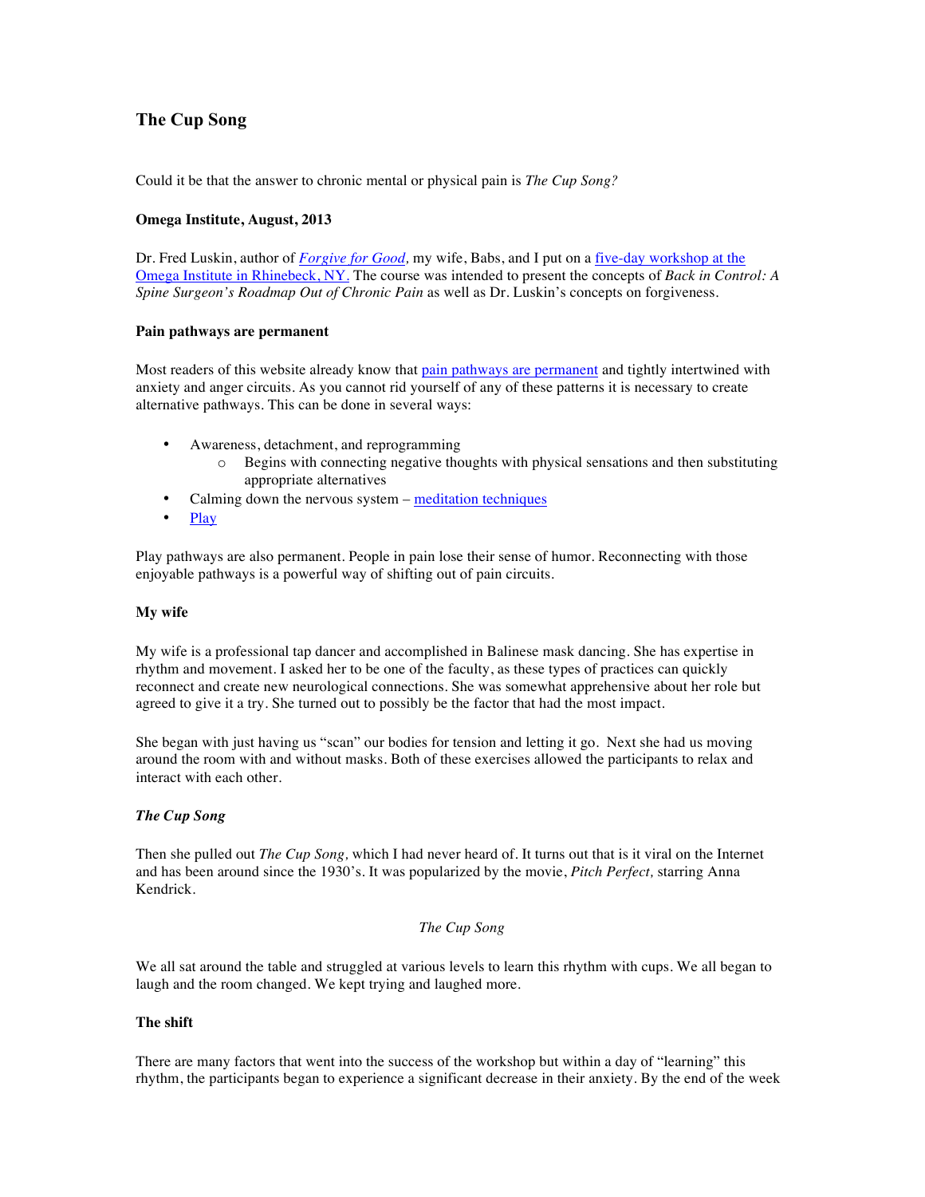## The Cup Song

Could it be that the answer to chronic mental or physical pain is *The Cup Song?*

**Omega Institute, August, 2013**

Dr. Fred Luskin, author of *Forgive for Good,* my wife, Babs, and I put on a five-day workshop at the Omega Institute in Rhinebeck, NY. The course was intended to present the concepts of *Back in Control: A Spine Surgeon's Roadmap Out of Chronic Pain* as well as Dr. Luskin's concepts on forgiveness.

**Pain pathways are permanent**

Most readers of this website already know that pain pathways are permanent and tightly intertwined with anxiety and anger circuits. As you cannot rid yourself of any of these patterns it is necessary to create alternative pathways. This can be done in several ways:

- Awareness, detachment, and reprogramming
  - Begins with connecting negative thoughts with physical sensations and then substituting appropriate alternatives
- Calming down the nervous system – meditation techniques
- Play

Play pathways are also permanent. People in pain lose their sense of humor. Reconnecting with those enjoyable pathways is a powerful way of shifting out of pain circuits.

**My wife**

My wife is a professional tap dancer and accomplished in Balinese mask dancing. She has expertise in rhythm and movement. I asked her to be one of the faculty, as these types of practices can quickly reconnect and create new neurological connections. She was somewhat apprehensive about her role but agreed to give it a try. She turned out to possibly be the factor that had the most impact.

She began with just having us "scan" our bodies for tension and letting it go. Next she had us moving around the room with and without masks. Both of these exercises allowed the participants to relax and interact with each other.

***The Cup Song***

Then she pulled out *The Cup Song,* which I had never heard of. It turns out that is it viral on the Internet and has been around since the 1930's. It was popularized by the movie, *Pitch Perfect,* starring Anna Kendrick.

*The Cup Song*

We all sat around the table and struggled at various levels to learn this rhythm with cups. We all began to laugh and the room changed. We kept trying and laughed more.

**The shift**

There are many factors that went into the success of the workshop but within a day of "learning" this rhythm, the participants began to experience a significant decrease in their anxiety. By the end of the week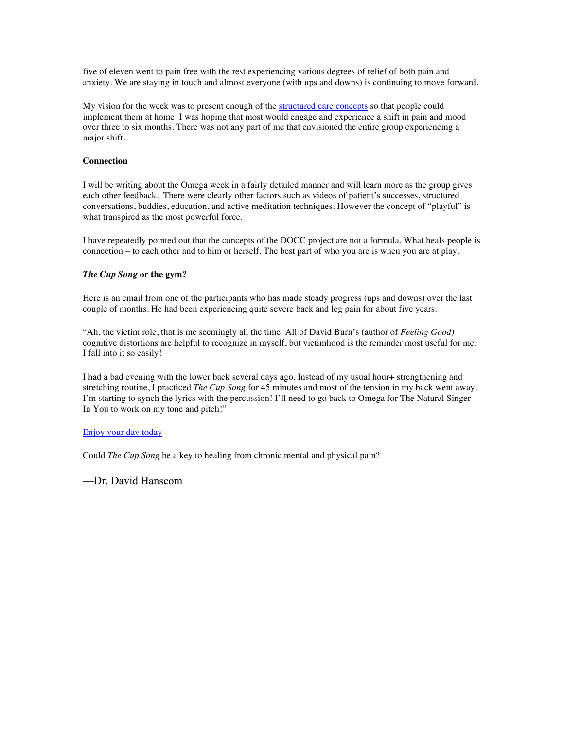five of eleven went to pain free with the rest experiencing various degrees of relief of both pain and anxiety. We are staying in touch and almost everyone (with ups and downs) is continuing to move forward.

My vision for the week was to present enough of the [structured care concepts]() so that people could implement them at home. I was hoping that most would engage and experience a shift in pain and mood over three to six months. There was not any part of me that envisioned the entire group experiencing a major shift.

**Connection**

I will be writing about the Omega week in a fairly detailed manner and will learn more as the group gives each other feedback.  There were clearly other factors such as videos of patient's successes, structured conversations, buddies, education, and active meditation techniques. However the concept of "playful" is what transpired as the most powerful force.

I have repeatedly pointed out that the concepts of the DOCC project are not a formula. What heals people is connection – to each other and to him or herself. The best part of who you are is when you are at play.

***The Cup Song* or the gym?**

Here is an email from one of the participants who has made steady progress (ups and downs) over the last couple of months. He had been experiencing quite severe back and leg pain for about five years:

"Ah, the victim role, that is me seemingly all the time. All of David Burn's (author of *Feeling Good)* cognitive distortions are helpful to recognize in myself, but victimhood is the reminder most useful for me. I fall into it so easily!

I had a bad evening with the lower back several days ago. Instead of my usual hour+ strengthening and stretching routine, I practiced *The Cup Song* for 45 minutes and most of the tension in my back went away. I'm starting to synch the lyrics with the percussion! I'll need to go back to Omega for The Natural Singer In You to work on my tone and pitch!"

[Enjoy your day today]()

Could *The Cup Song* be a key to healing from chronic mental and physical pain?

—Dr. David Hanscom